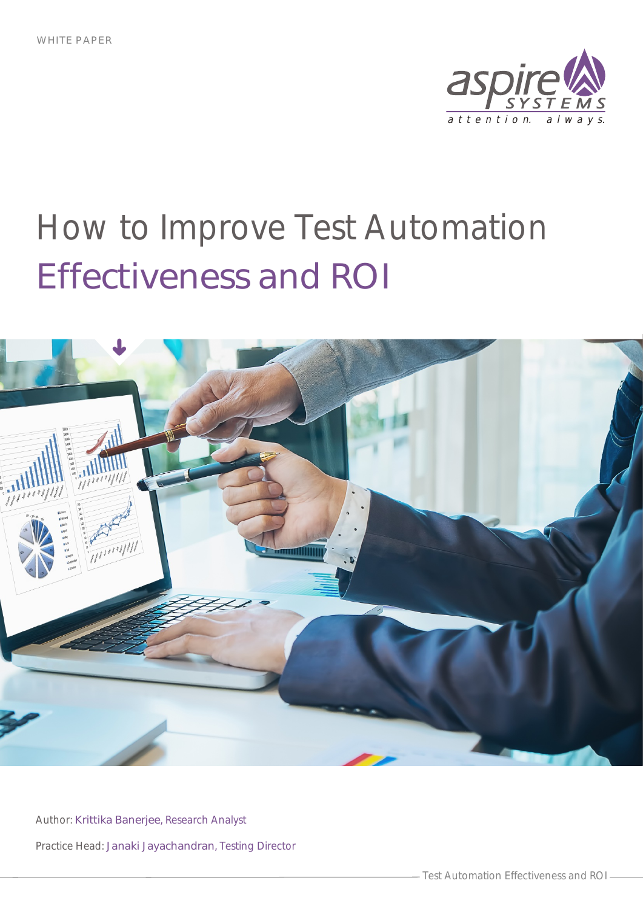WHITE PAPER

# How to Improve Test Automation Effectiveness and ROI

Author: Krittika Banerjee, Research Analyst

Practice Head: Janaki Jayachandran, Testing Director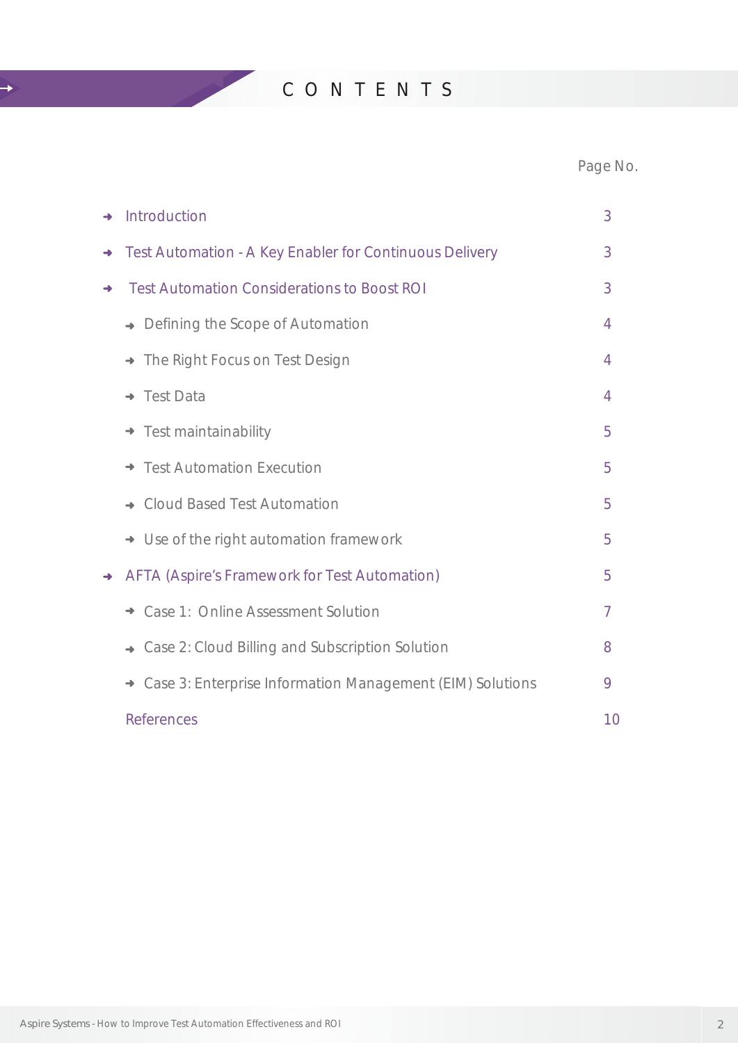# CONTENTS

| | Page No. |
|---|---|
| Introduction | 3 |
| Test Automation - A Key Enabler for Continuous Delivery | 3 |
| Test Automation Considerations to Boost ROI | 3 |
| Defining the Scope of Automation | 4 |
| The Right Focus on Test Design | 4 |
| Test Data | 4 |
| Test maintainability | 5 |
| Test Automation Execution | 5 |
| Cloud Based Test Automation | 5 |
| Use of the right automation framework | 5 |
| AFTA (Aspire's Framework for Test Automation) | 5 |
| Case 1: Online Assessment Solution | 7 |
| Case 2: Cloud Billing and Subscription Solution | 8 |
| Case 3: Enterprise Information Management (EIM) Solutions | 9 |
| References | 10 |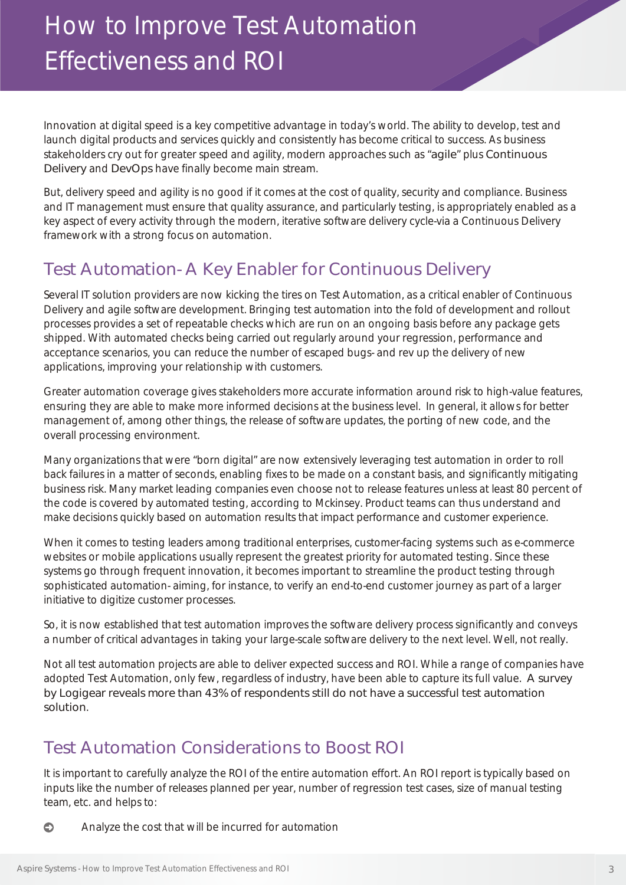# How to Improve Test Automation Effectiveness and ROI

Innovation at digital speed is a key competitive advantage in today's world. The ability to develop, test and launch digital products and services quickly and consistently has become critical to success. As business stakeholders cry out for greater speed and agility, modern approaches such as "agile" plus Continuous Delivery and DevOps have finally become main stream.

But, delivery speed and agility is no good if it comes at the cost of quality, security and compliance. Business and IT management must ensure that quality assurance, and particularly testing, is appropriately enabled as a key aspect of every activity through the modern, iterative software delivery cycle-via a Continuous Delivery framework with a strong focus on automation.

## Test Automation- A Key Enabler for Continuous Delivery

Several IT solution providers are now kicking the tires on Test Automation, as a critical enabler of Continuous Delivery and agile software development. Bringing test automation into the fold of development and rollout processes provides a set of repeatable checks which are run on an ongoing basis before any package gets shipped. With automated checks being carried out regularly around your regression, performance and acceptance scenarios, you can reduce the number of escaped bugs- and rev up the delivery of new applications, improving your relationship with customers.

Greater automation coverage gives stakeholders more accurate information around risk to high-value features, ensuring they are able to make more informed decisions at the business level. In general, it allows for better management of, among other things, the release of software updates, the porting of new code, and the overall processing environment.

Many organizations that were "born digital" are now extensively leveraging test automation in order to roll back failures in a matter of seconds, enabling fixes to be made on a constant basis, and significantly mitigating business risk. Many market leading companies even choose not to release features unless at least 80 percent of the code is covered by automated testing, according to Mckinsey. Product teams can thus understand and make decisions quickly based on automation results that impact performance and customer experience.

When it comes to testing leaders among traditional enterprises, customer-facing systems such as e-commerce websites or mobile applications usually represent the greatest priority for automated testing. Since these systems go through frequent innovation, it becomes important to streamline the product testing through sophisticated automation- aiming, for instance, to verify an end-to-end customer journey as part of a larger initiative to digitize customer processes.

So, it is now established that test automation improves the software delivery process significantly and conveys a number of critical advantages in taking your large-scale software delivery to the next level. Well, not really.

Not all test automation projects are able to deliver expected success and ROI. While a range of companies have adopted Test Automation, only few, regardless of industry, have been able to capture its full value. A survey by Logigear reveals more than 43% of respondents still do not have a successful test automation solution.

## Test Automation Considerations to Boost ROI

It is important to carefully analyze the ROI of the entire automation effort. An ROI report is typically based on inputs like the number of releases planned per year, number of regression test cases, size of manual testing team, etc. and helps to:

- Analyze the cost that will be incurred for automation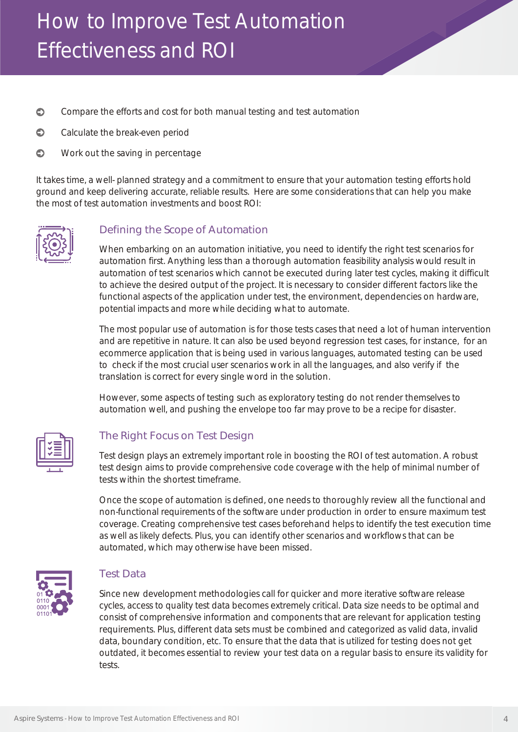# How to Improve Test Automation Effectiveness and ROI

- Compare the efforts and cost for both manual testing and test automation
- Calculate the break-even period
- Work out the saving in percentage

It takes time, a well- planned strategy and a commitment to ensure that your automation testing efforts hold ground and keep delivering accurate, reliable results. Here are some considerations that can help you make the most of test automation investments and boost ROI:

## Defining the Scope of Automation

When embarking on an automation initiative, you need to identify the right test scenarios for automation first. Anything less than a thorough automation feasibility analysis would result in automation of test scenarios which cannot be executed during later test cycles, making it difficult to achieve the desired output of the project. It is necessary to consider different factors like the functional aspects of the application under test, the environment, dependencies on hardware, potential impacts and more while deciding what to automate.

The most popular use of automation is for those tests cases that need a lot of human intervention and are repetitive in nature. It can also be used beyond regression test cases, for instance, for an ecommerce application that is being used in various languages, automated testing can be used to check if the most crucial user scenarios work in all the languages, and also verify if the translation is correct for every single word in the solution.

However, some aspects of testing such as exploratory testing do not render themselves to automation well, and pushing the envelope too far may prove to be a recipe for disaster.

## The Right Focus on Test Design

Test design plays an extremely important role in boosting the ROI of test automation. A robust test design aims to provide comprehensive code coverage with the help of minimal number of tests within the shortest timeframe.

Once the scope of automation is defined, one needs to thoroughly review all the functional and non-functional requirements of the software under production in order to ensure maximum test coverage. Creating comprehensive test cases beforehand helps to identify the test execution time as well as likely defects. Plus, you can identify other scenarios and workflows that can be automated, which may otherwise have been missed.

## Test Data

Since new development methodologies call for quicker and more iterative software release cycles, access to quality test data becomes extremely critical. Data size needs to be optimal and consist of comprehensive information and components that are relevant for application testing requirements. Plus, different data sets must be combined and categorized as valid data, invalid data, boundary condition, etc. To ensure that the data that is utilized for testing does not get outdated, it becomes essential to review your test data on a regular basis to ensure its validity for tests.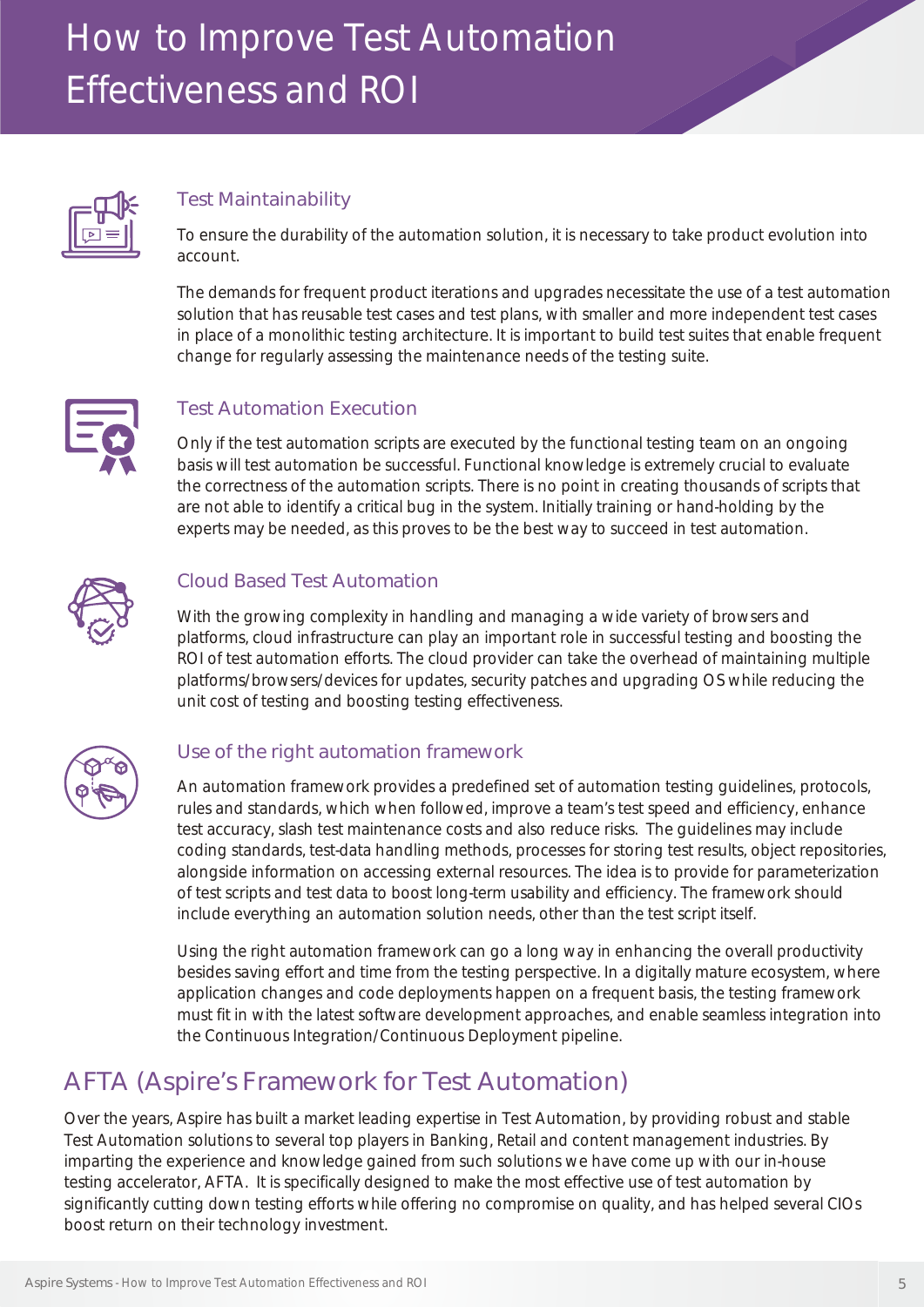# How to Improve Test Automation Effectiveness and ROI

### Test Maintainability

To ensure the durability of the automation solution, it is necessary to take product evolution into account.

The demands for frequent product iterations and upgrades necessitate the use of a test automation solution that has reusable test cases and test plans, with smaller and more independent test cases in place of a monolithic testing architecture. It is important to build test suites that enable frequent change for regularly assessing the maintenance needs of the testing suite.

### Test Automation Execution

Only if the test automation scripts are executed by the functional testing team on an ongoing basis will test automation be successful. Functional knowledge is extremely crucial to evaluate the correctness of the automation scripts. There is no point in creating thousands of scripts that are not able to identify a critical bug in the system. Initially training or hand-holding by the experts may be needed, as this proves to be the best way to succeed in test automation.

### Cloud Based Test Automation

With the growing complexity in handling and managing a wide variety of browsers and platforms, cloud infrastructure can play an important role in successful testing and boosting the ROI of test automation efforts. The cloud provider can take the overhead of maintaining multiple platforms/browsers/devices for updates, security patches and upgrading OS while reducing the unit cost of testing and boosting testing effectiveness.

### Use of the right automation framework

An automation framework provides a predefined set of automation testing guidelines, protocols, rules and standards, which when followed, improve a team's test speed and efficiency, enhance test accuracy, slash test maintenance costs and also reduce risks. The guidelines may include coding standards, test-data handling methods, processes for storing test results, object repositories, alongside information on accessing external resources. The idea is to provide for parameterization of test scripts and test data to boost long-term usability and efficiency. The framework should include everything an automation solution needs, other than the test script itself.

Using the right automation framework can go a long way in enhancing the overall productivity besides saving effort and time from the testing perspective. In a digitally mature ecosystem, where application changes and code deployments happen on a frequent basis, the testing framework must fit in with the latest software development approaches, and enable seamless integration into the Continuous Integration/Continuous Deployment pipeline.

## AFTA (Aspire's Framework for Test Automation)

Over the years, Aspire has built a market leading expertise in Test Automation, by providing robust and stable Test Automation solutions to several top players in Banking, Retail and content management industries. By imparting the experience and knowledge gained from such solutions we have come up with our in-house testing accelerator, AFTA. It is specifically designed to make the most effective use of test automation by significantly cutting down testing efforts while offering no compromise on quality, and has helped several CIOs boost return on their technology investment.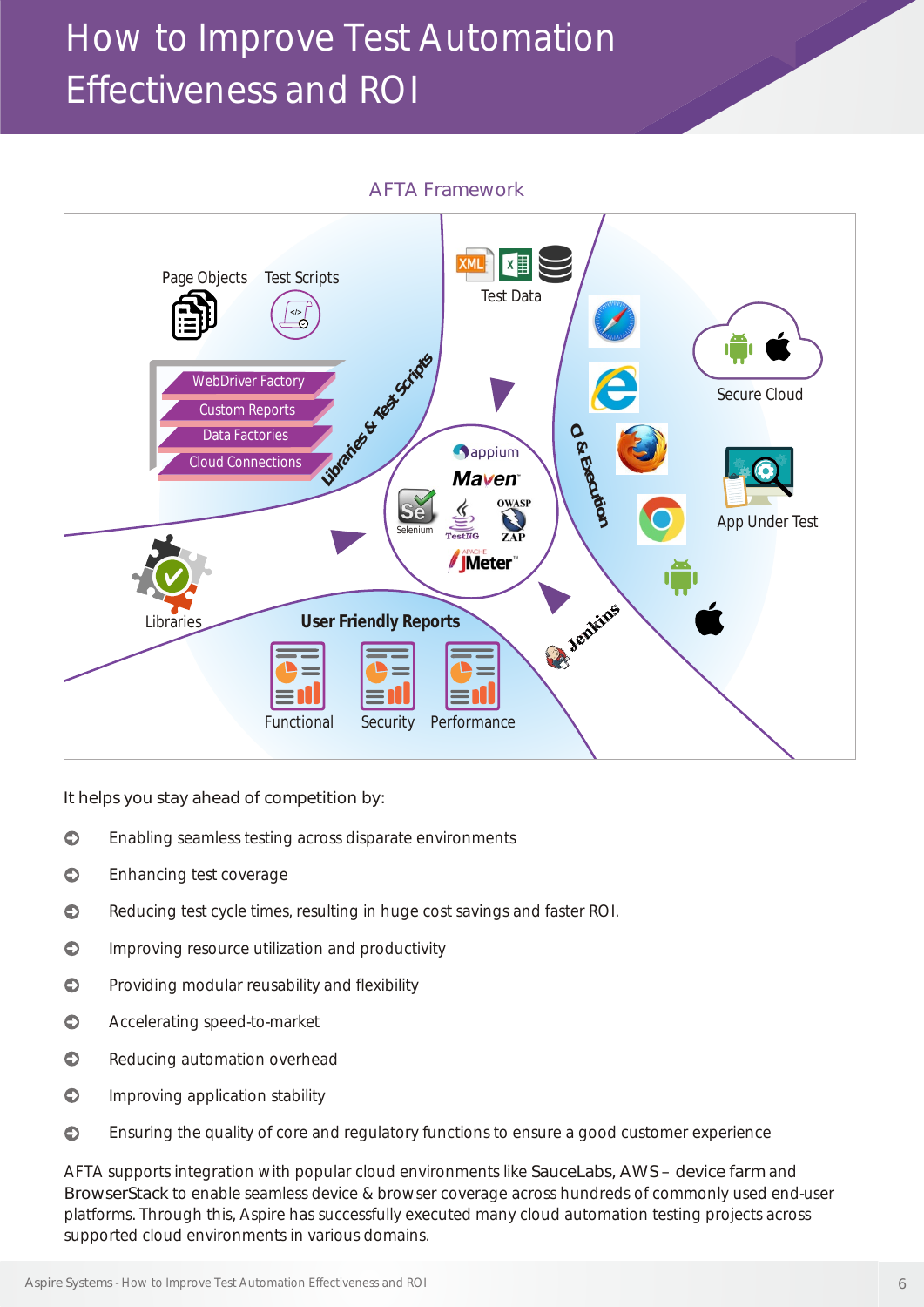# How to Improve Test Automation Effectiveness and ROI

AFTA Framework

Page Objects Test Scripts

WebDriver Factory
Custom Reports
Data Factories
Cloud Connections

Libraries & Test Scripts

Test Data

Secure Cloud

CI & Execution

App Under Test

appium
Maven
Selenium
TestNG
OWASP ZAP
JMeter

Libraries

User Friendly Reports

Functional Security Performance

Jenkins

It helps you stay ahead of competition by:

- Enabling seamless testing across disparate environments
- Enhancing test coverage
- Reducing test cycle times, resulting in huge cost savings and faster ROI.
- Improving resource utilization and productivity
- Providing modular reusability and flexibility
- Accelerating speed-to-market
- Reducing automation overhead
- Improving application stability
- Ensuring the quality of core and regulatory functions to ensure a good customer experience

AFTA supports integration with popular cloud environments like SauceLabs, AWS – device farm and BrowserStack to enable seamless device & browser coverage across hundreds of commonly used end-user platforms. Through this, Aspire has successfully executed many cloud automation testing projects across supported cloud environments in various domains.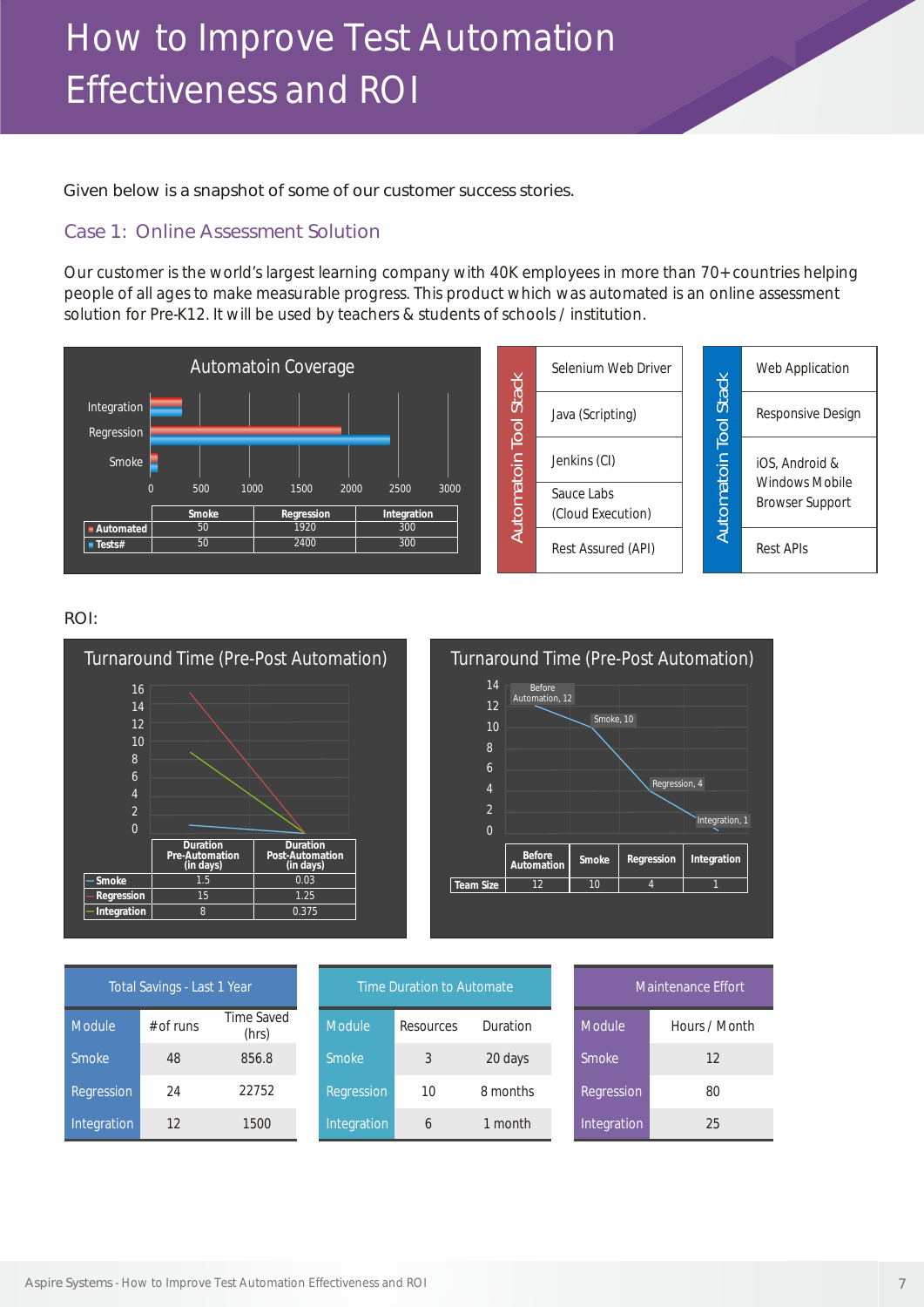# How to Improve Test Automation Effectiveness and ROI

Given below is a snapshot of some of our customer success stories.

## Case 1: Online Assessment Solution

Our customer is the world's largest learning company with 40K employees in more than 70+ countries helping people of all ages to make measurable progress. This product which was automated is an online assessment solution for Pre-K12. It will be used by teachers & students of schools / institution.

**Automatoin Coverage**

| | Smoke | Regression | Integration |
|---|---|---|---|
| Automated | 50 | 1920 | 300 |
| Tests# | 50 | 2400 | 300 |

**Automatoin Tool Stack**

- Selenium Web Driver
- Java (Scripting)
- Jenkins (CI)
- Sauce Labs (Cloud Execution)
- Rest Assured (API)

**Automatoin Tool Stack**

- Web Application
- Responsive Design
- iOS, Android & Windows Mobile Browser Support
- Rest APIs

ROI:

**Turnaround Time (Pre-Post Automation)**

| | Duration Pre-Automation (in days) | Duration Post-Automation (in days) |
|---|---|---|
| Smoke | 1.5 | 0.03 |
| Regression | 15 | 1.25 |
| Integration | 8 | 0.375 |

**Turnaround Time (Pre-Post Automation)**

| | Before Automation | Smoke | Regression | Integration |
|---|---|---|---|---|
| Team Size | 12 | 10 | 4 | 1 |

**Total Savings - Last 1 Year**

| Module | # of runs | Time Saved (hrs) |
|---|---|---|
| Smoke | 48 | 856.8 |
| Regression | 24 | 22752 |
| Integration | 12 | 1500 |

**Time Duration to Automate**

| Module | Resources | Duration |
|---|---|---|
| Smoke | 3 | 20 days |
| Regression | 10 | 8 months |
| Integration | 6 | 1 month |

**Maintenance Effort**

| Module | Hours / Month |
|---|---|
| Smoke | 12 |
| Regression | 80 |
| Integration | 25 |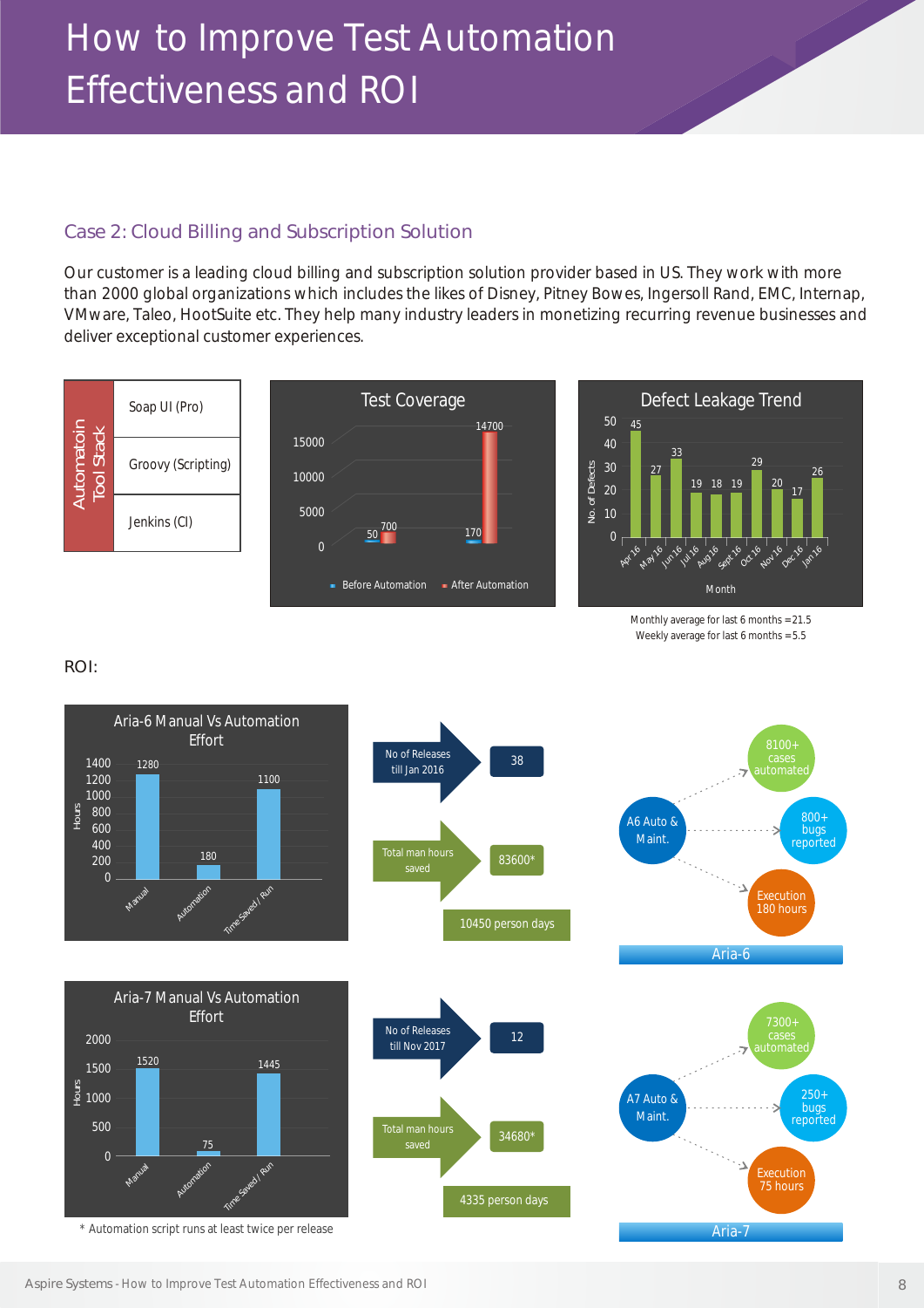# How to Improve Test Automation Effectiveness and ROI

## Case 2: Cloud Billing and Subscription Solution

Our customer is a leading cloud billing and subscription solution provider based in US. They work with more than 2000 global organizations which includes the likes of Disney, Pitney Bowes, Ingersoll Rand, EMC, Internap, VMware, Taleo, HootSuite etc. They help many industry leaders in monetizing recurring revenue businesses and deliver exceptional customer experiences.

| Automatoin Tool Stack |
|---|
| Soap UI (Pro) |
| Groovy (Scripting) |
| Jenkins (CI) |

**Test Coverage**

| | Before Automation | After Automation |
|---|---|---|
| | 50 | 700 |
| | 170 | 14700 |

**Defect Leakage Trend**

| Month | Apr 16 | May 16 | Jun 16 | Jul 16 | Aug 16 | Sept 16 | Oct 16 | Nov 16 | Dec 16 | Jan 16 |
|---|---|---|---|---|---|---|---|---|---|---|
| No. of Defects | 45 | 27 | 33 | 19 | 18 | 19 | 29 | 20 | 17 | 26 |

Monthly average for last 6 months = 21.5
Weekly average for last 6 months = 5.5

ROI:

**Aria-6 Manual Vs Automation Effort**

| | Manual | Automation | Time Saved / Run |
|---|---|---|---|
| Hours | 1280 | 180 | 1100 |

- No of Releases till Jan 2016: 38
- Total man hours saved: 83600*
- 10450 person days

A6 Auto & Maint.:
- 8100+ cases automated
- 800+ bugs reported
- Execution 180 hours

Aria-6

**Aria-7 Manual Vs Automation Effort**

| | Manual | Automation | Time Saved / Run |
|---|---|---|---|
| Hours | 1520 | 75 | 1445 |

- No of Releases till Nov 2017: 12
- Total man hours saved: 34680*
- 4335 person days

A7 Auto & Maint.:
- 7300+ cases automated
- 250+ bugs reported
- Execution 75 hours

Aria-7

\* Automation script runs at least twice per release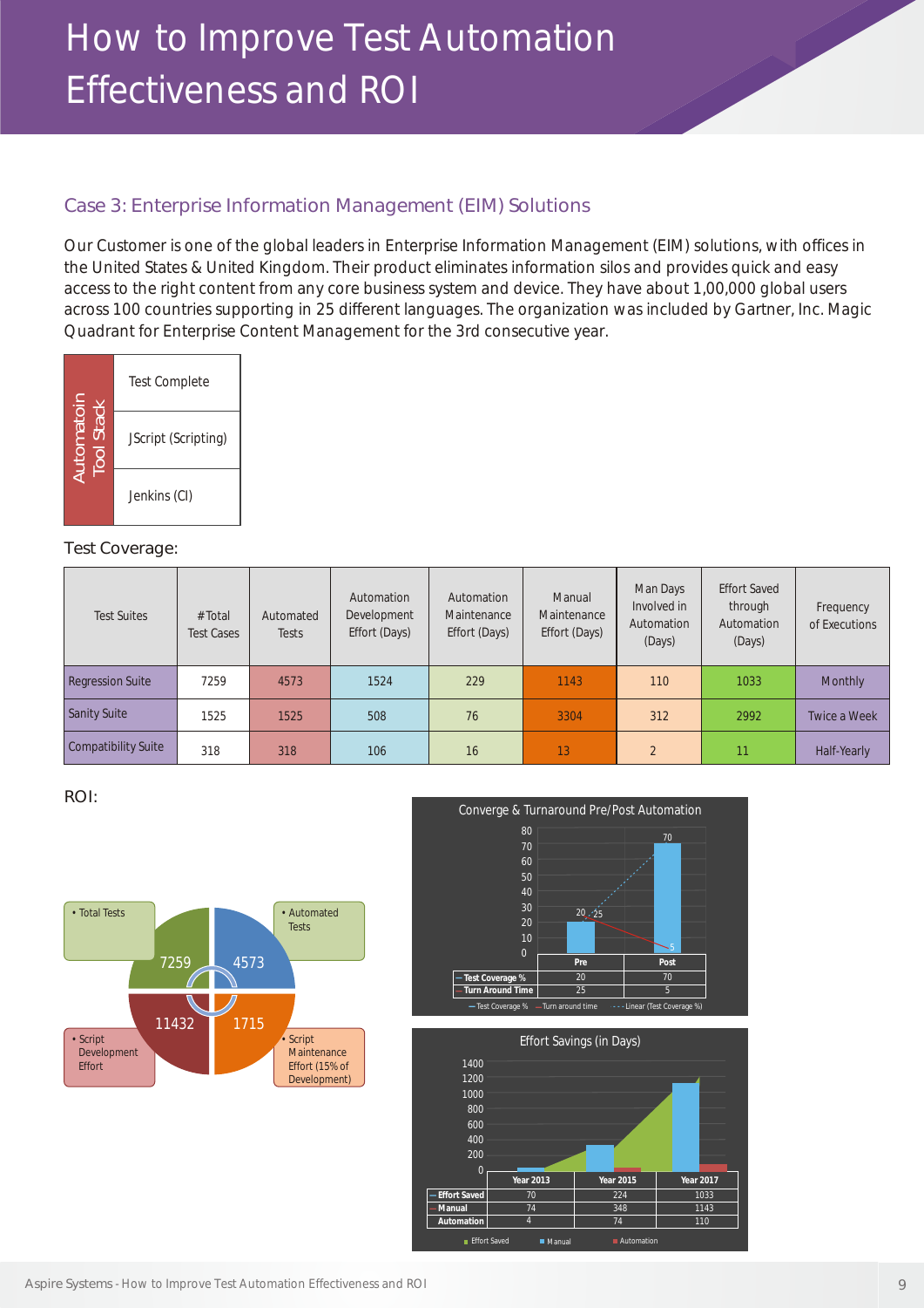# How to Improve Test Automation Effectiveness and ROI

## Case 3: Enterprise Information Management (EIM) Solutions

Our Customer is one of the global leaders in Enterprise Information Management (EIM) solutions, with offices in the United States & United Kingdom. Their product eliminates information silos and provides quick and easy access to the right content from any core business system and device. They have about 1,00,000 global users across 100 countries supporting in 25 different languages. The organization was included by Gartner, Inc. Magic Quadrant for Enterprise Content Management for the 3rd consecutive year.

| Automatoin Tool Stack |
|---|
| Test Complete |
| JScript (Scripting) |
| Jenkins (CI) |

Test Coverage:

| Test Suites | #Total Test Cases | Automated Tests | Automation Development Effort (Days) | Automation Maintenance Effort (Days) | Manual Maintenance Effort (Days) | Man Days Involved in Automation (Days) | Effort Saved through Automation (Days) | Frequency of Executions |
|---|---|---|---|---|---|---|---|---|
| Regression Suite | 7259 | 4573 | 1524 | 229 | 1143 | 110 | 1033 | Monthly |
| Sanity Suite | 1525 | 1525 | 508 | 76 | 3304 | 312 | 2992 | Twice a Week |
| Compatibility Suite | 318 | 318 | 106 | 16 | 13 | 2 | 11 | Half-Yearly |

ROI:

- Total Tests: 7259
- Automated Tests: 4573
- Script Development Effort: 11432
- Script Maintenance Effort (15% of Development): 1715

**Converge & Turnaround Pre/Post Automation**

| | Pre | Post |
|---|---|---|
| Test Coverage % | 20 | 70 |
| Turn Around Time | 25 | 5 |

**Effort Savings (in Days)**

| | Year 2013 | Year 2015 | Year 2017 |
|---|---|---|---|
| Effort Saved | 70 | 224 | 1033 |
| Manual | 74 | 348 | 1143 |
| Automation | 4 | 74 | 110 |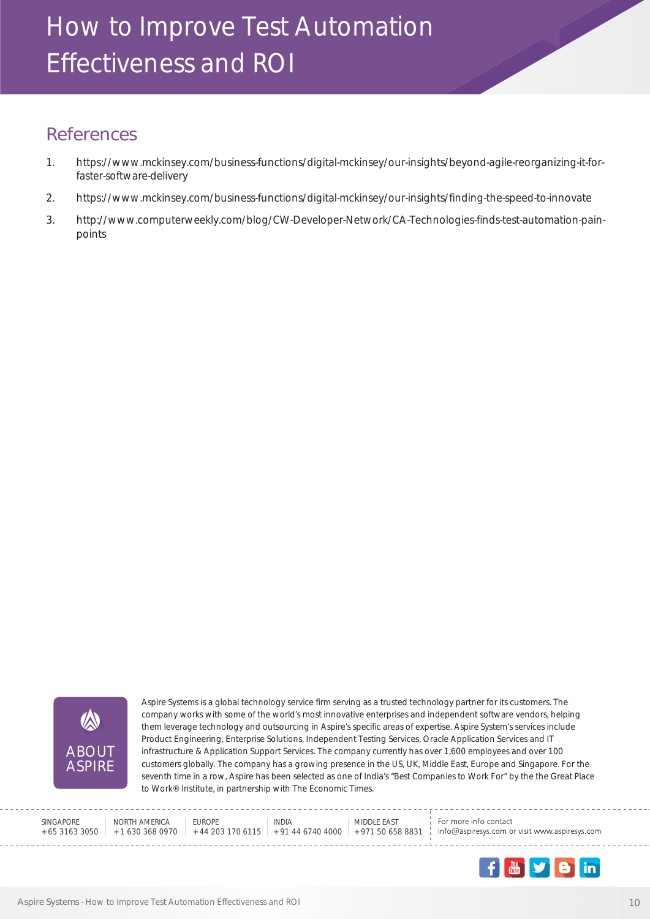## References

1. https://www.mckinsey.com/business-functions/digital-mckinsey/our-insights/beyond-agile-reorganizing-it-for-faster-software-delivery
2. https://www.mckinsey.com/business-functions/digital-mckinsey/our-insights/finding-the-speed-to-innovate
3. http://www.computerweekly.com/blog/CW-Developer-Network/CA-Technologies-finds-test-automation-pain-points

## ABOUT ASPIRE

Aspire Systems is a global technology service firm serving as a trusted technology partner for its customers. The company works with some of the world's most innovative enterprises and independent software vendors, helping them leverage technology and outsourcing in Aspire's specific areas of expertise. Aspire System's services include Product Engineering, Enterprise Solutions, Independent Testing Services, Oracle Application Services and IT infrastructure & Application Support Services. The company currently has over 1,600 employees and over 100 customers globally. The company has a growing presence in the US, UK, Middle East, Europe and Singapore. For the seventh time in a row, Aspire has been selected as one of India's "Best Companies to Work For" by the the Great Place to Work® Institute, in partnership with The Economic Times.

| SINGAPORE | NORTH AMERICA | EUROPE | INDIA | MIDDLE EAST | For more info contact |
| --- | --- | --- | --- | --- | --- |
| +65 3163 3050 | +1 630 368 0970 | +44 203 170 6115 | +91 44 6740 4000 | +971 50 658 8831 | info@aspiresys.com or visit www.aspiresys.com |